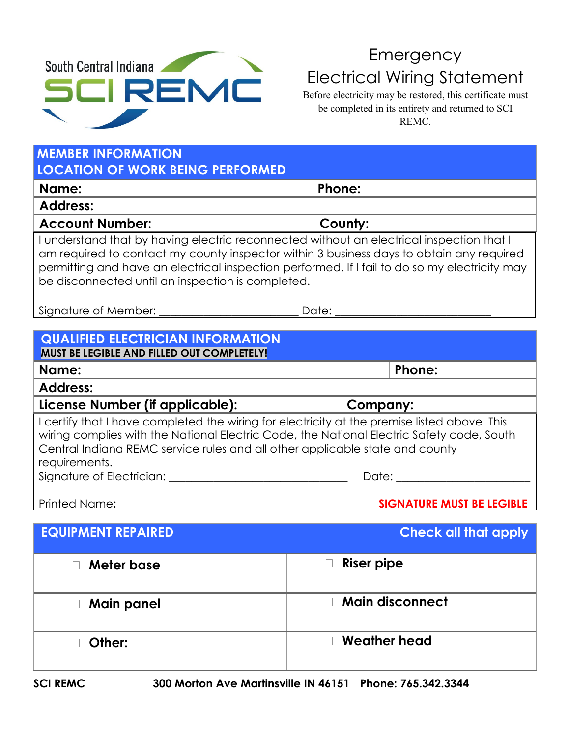South Central Indiana SCI REMC

# Emergency Electrical Wiring Statement

Before electricity may be restored, this certificate must be completed in its entirety and returned to SCI REMC.

## MEMBER INFORMATION
## LOCATION OF WORK BEING PERFORMED

| **Name:** | **Phone:** |
|---|---|
| **Address:** | |
| **Account Number:** | **County:** |

I understand that by having electric reconnected without an electrical inspection that I am required to contact my county inspector within 3 business days to obtain any required permitting and have an electrical inspection performed. If I fail to do so my electricity may be disconnected until an inspection is completed.

Signature of Member: ________________________ Date: ___________________________

## QUALIFIED ELECTRICIAN INFORMATION

**MUST BE LEGIBLE AND FILLED OUT COMPLETELY!**

| **Name:** | **Phone:** |
|---|---|
| **Address:** | |
| **License Number (if applicable):** | **Company:** |

I certify that I have completed the wiring for electricity at the premise listed above. This wiring complies with the National Electric Code, the National Electric Safety code, South Central Indiana REMC service rules and all other applicable state and county requirements.

Signature of Electrician: _______________________________ Date: _______________________

Printed Name: **SIGNATURE MUST BE LEGIBLE**

## EQUIPMENT REPAIRED — Check all that apply

| | |
|---|---|
| ☐ **Meter base** | ☐ **Riser pipe** |
| ☐ **Main panel** | ☐ **Main disconnect** |
| ☐ **Other:** | ☐ **Weather head** |

**SCI REMC** **300 Morton Ave Martinsville IN 46151 Phone: 765.342.3344**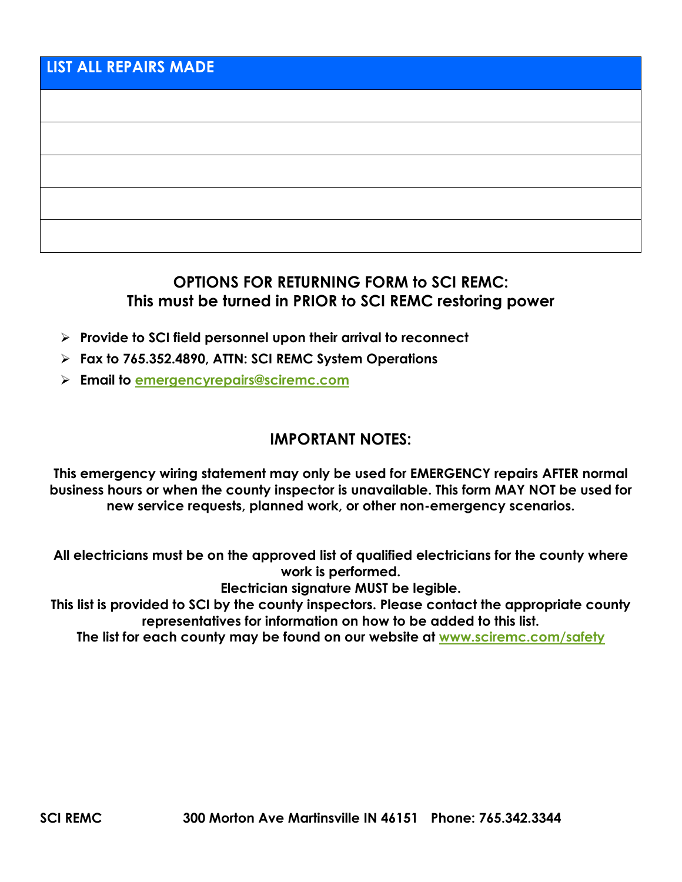| LIST ALL REPAIRS MADE |
| --- |
| |
| |
| |
| |
| |

**OPTIONS FOR RETURNING FORM to SCI REMC:**
**This must be turned in PRIOR to SCI REMC restoring power**

- **Provide to SCI field personnel upon their arrival to reconnect**
- **Fax to 765.352.4890, ATTN: SCI REMC System Operations**
- **Email to emergencyrepairs@sciremc.com**

## IMPORTANT NOTES:

**This emergency wiring statement may only be used for EMERGENCY repairs AFTER normal business hours or when the county inspector is unavailable. This form MAY NOT be used for new service requests, planned work, or other non-emergency scenarios.**

**All electricians must be on the approved list of qualified electricians for the county where work is performed.**
**Electrician signature MUST be legible.**
**This list is provided to SCI by the county inspectors. Please contact the appropriate county representatives for information on how to be added to this list.**
**The list for each county may be found on our website at www.sciremc.com/safety**

**SCI REMC 300 Morton Ave Martinsville IN 46151 Phone: 765.342.3344**